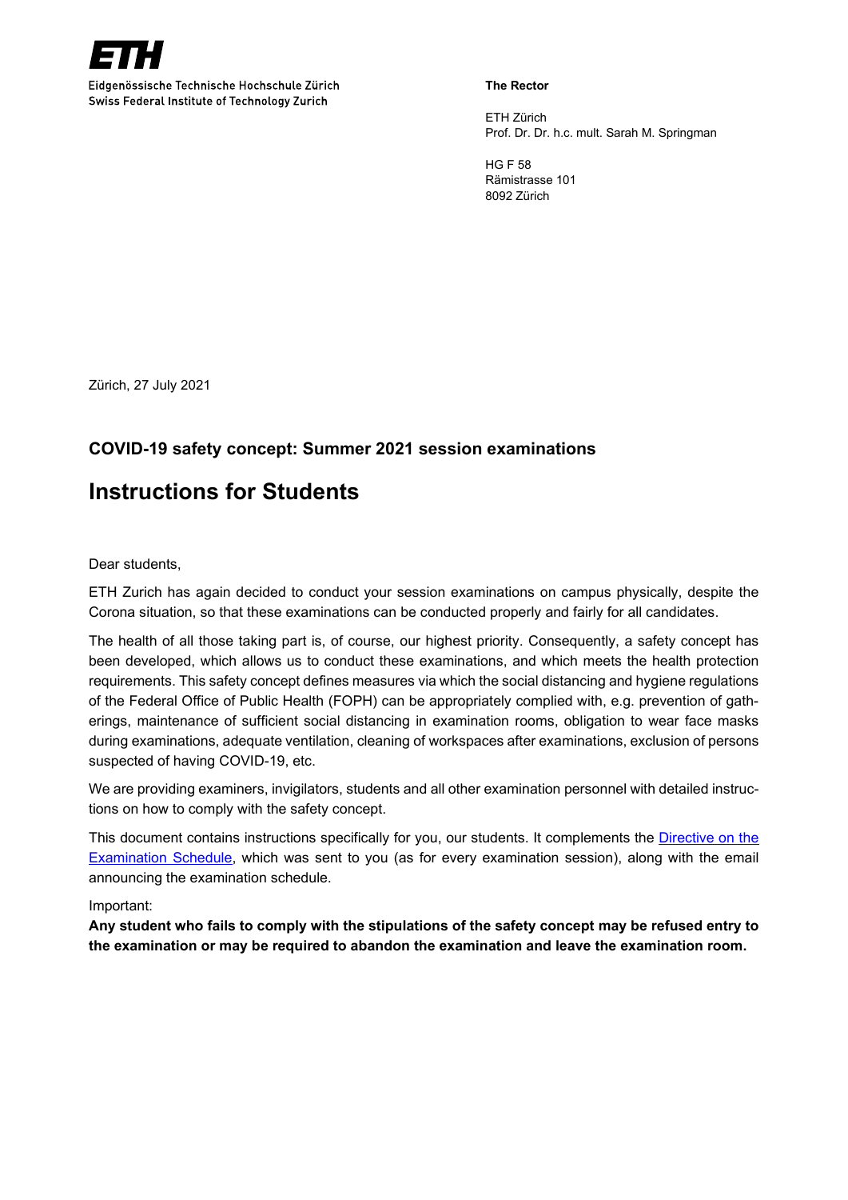ETH

Eidgenössische Technische Hochschule Zürich
Swiss Federal Institute of Technology Zurich

**The Rector**

ETH Zürich
Prof. Dr. Dr. h.c. mult. Sarah M. Springman

HG F 58
Rämistrasse 101
8092 Zürich

Zürich, 27 July 2021

### COVID-19 safety concept: Summer 2021 session examinations

## Instructions for Students

Dear students,

ETH Zurich has again decided to conduct your session examinations on campus physically, despite the Corona situation, so that these examinations can be conducted properly and fairly for all candidates.

The health of all those taking part is, of course, our highest priority. Consequently, a safety concept has been developed, which allows us to conduct these examinations, and which meets the health protection requirements. This safety concept defines measures via which the social distancing and hygiene regulations of the Federal Office of Public Health (FOPH) can be appropriately complied with, e.g. prevention of gatherings, maintenance of sufficient social distancing in examination rooms, obligation to wear face masks during examinations, adequate ventilation, cleaning of workspaces after examinations, exclusion of persons suspected of having COVID-19, etc.

We are providing examiners, invigilators, students and all other examination personnel with detailed instructions on how to comply with the safety concept.

This document contains instructions specifically for you, our students. It complements the Directive on the Examination Schedule, which was sent to you (as for every examination session), along with the email announcing the examination schedule.

Important:

**Any student who fails to comply with the stipulations of the safety concept may be refused entry to the examination or may be required to abandon the examination and leave the examination room.**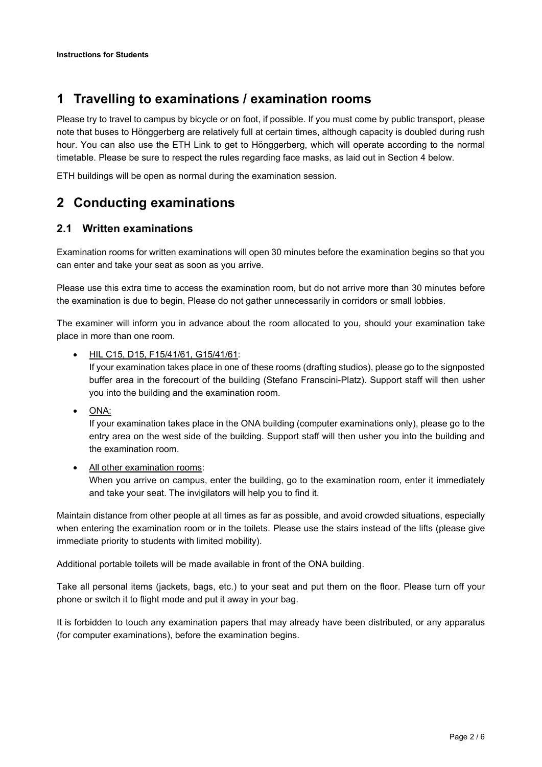# 1 Travelling to examinations / examination rooms

Please try to travel to campus by bicycle or on foot, if possible. If you must come by public transport, please note that buses to Hönggerberg are relatively full at certain times, although capacity is doubled during rush hour. You can also use the ETH Link to get to Hönggerberg, which will operate according to the normal timetable. Please be sure to respect the rules regarding face masks, as laid out in Section 4 below.

ETH buildings will be open as normal during the examination session.

# 2 Conducting examinations

## 2.1 Written examinations

Examination rooms for written examinations will open 30 minutes before the examination begins so that you can enter and take your seat as soon as you arrive.

Please use this extra time to access the examination room, but do not arrive more than 30 minutes before the examination is due to begin. Please do not gather unnecessarily in corridors or small lobbies.

The examiner will inform you in advance about the room allocated to you, should your examination take place in more than one room.

- HIL C15, D15, F15/41/61, G15/41/61:
  If your examination takes place in one of these rooms (drafting studios), please go to the signposted buffer area in the forecourt of the building (Stefano Franscini-Platz). Support staff will then usher you into the building and the examination room.
- ONA:
  If your examination takes place in the ONA building (computer examinations only), please go to the entry area on the west side of the building. Support staff will then usher you into the building and the examination room.
- All other examination rooms:
  When you arrive on campus, enter the building, go to the examination room, enter it immediately and take your seat. The invigilators will help you to find it.

Maintain distance from other people at all times as far as possible, and avoid crowded situations, especially when entering the examination room or in the toilets. Please use the stairs instead of the lifts (please give immediate priority to students with limited mobility).

Additional portable toilets will be made available in front of the ONA building.

Take all personal items (jackets, bags, etc.) to your seat and put them on the floor. Please turn off your phone or switch it to flight mode and put it away in your bag.

It is forbidden to touch any examination papers that may already have been distributed, or any apparatus (for computer examinations), before the examination begins.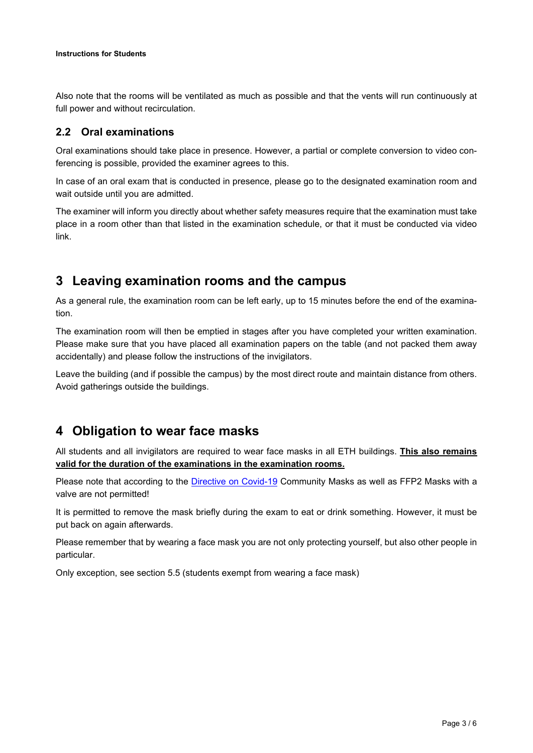Also note that the rooms will be ventilated as much as possible and that the vents will run continuously at full power and without recirculation.

### 2.2 Oral examinations

Oral examinations should take place in presence. However, a partial or complete conversion to video conferencing is possible, provided the examiner agrees to this.

In case of an oral exam that is conducted in presence, please go to the designated examination room and wait outside until you are admitted.

The examiner will inform you directly about whether safety measures require that the examination must take place in a room other than that listed in the examination schedule, or that it must be conducted via video link.

## 3 Leaving examination rooms and the campus

As a general rule, the examination room can be left early, up to 15 minutes before the end of the examination.

The examination room will then be emptied in stages after you have completed your written examination. Please make sure that you have placed all examination papers on the table (and not packed them away accidentally) and please follow the instructions of the invigilators.

Leave the building (and if possible the campus) by the most direct route and maintain distance from others. Avoid gatherings outside the buildings.

## 4 Obligation to wear face masks

All students and all invigilators are required to wear face masks in all ETH buildings. **<u>This also remains valid for the duration of the examinations in the examination rooms.</u>**

Please note that according to the [Directive on Covid-19]() Community Masks as well as FFP2 Masks with a valve are not permitted!

It is permitted to remove the mask briefly during the exam to eat or drink something. However, it must be put back on again afterwards.

Please remember that by wearing a face mask you are not only protecting yourself, but also other people in particular.

Only exception, see section 5.5 (students exempt from wearing a face mask)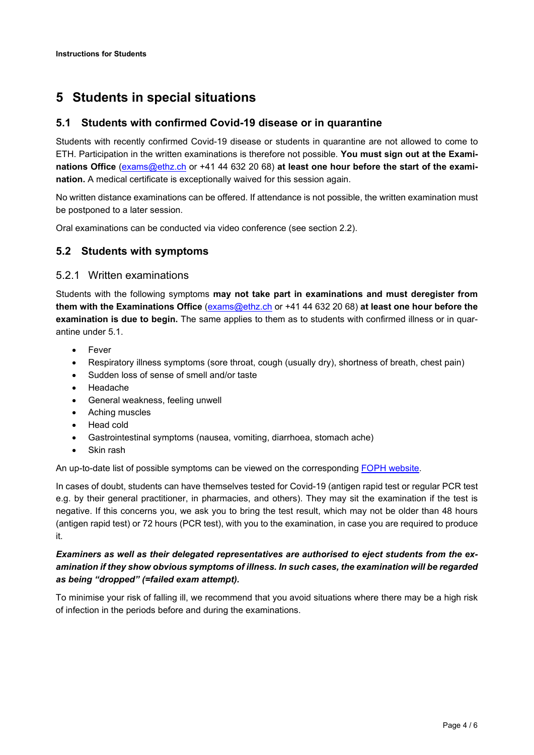# 5 Students in special situations

## 5.1 Students with confirmed Covid-19 disease or in quarantine

Students with recently confirmed Covid-19 disease or students in quarantine are not allowed to come to ETH. Participation in the written examinations is therefore not possible. **You must sign out at the Examinations Office** (exams@ethz.ch or +41 44 632 20 68) **at least one hour before the start of the examination.** A medical certificate is exceptionally waived for this session again.

No written distance examinations can be offered. If attendance is not possible, the written examination must be postponed to a later session.

Oral examinations can be conducted via video conference (see section 2.2).

## 5.2 Students with symptoms

### 5.2.1 Written examinations

Students with the following symptoms **may not take part in examinations and must deregister from them with the Examinations Office** (exams@ethz.ch or +41 44 632 20 68) **at least one hour before the examination is due to begin.** The same applies to them as to students with confirmed illness or in quarantine under 5.1.

- Fever
- Respiratory illness symptoms (sore throat, cough (usually dry), shortness of breath, chest pain)
- Sudden loss of sense of smell and/or taste
- Headache
- General weakness, feeling unwell
- Aching muscles
- Head cold
- Gastrointestinal symptoms (nausea, vomiting, diarrhoea, stomach ache)
- Skin rash

An up-to-date list of possible symptoms can be viewed on the corresponding FOPH website.

In cases of doubt, students can have themselves tested for Covid-19 (antigen rapid test or regular PCR test e.g. by their general practitioner, in pharmacies, and others). They may sit the examination if the test is negative. If this concerns you, we ask you to bring the test result, which may not be older than 48 hours (antigen rapid test) or 72 hours (PCR test), with you to the examination, in case you are required to produce it.

***Examiners as well as their delegated representatives are authorised to eject students from the examination if they show obvious symptoms of illness. In such cases, the examination will be regarded as being "dropped" (=failed exam attempt).***

To minimise your risk of falling ill, we recommend that you avoid situations where there may be a high risk of infection in the periods before and during the examinations.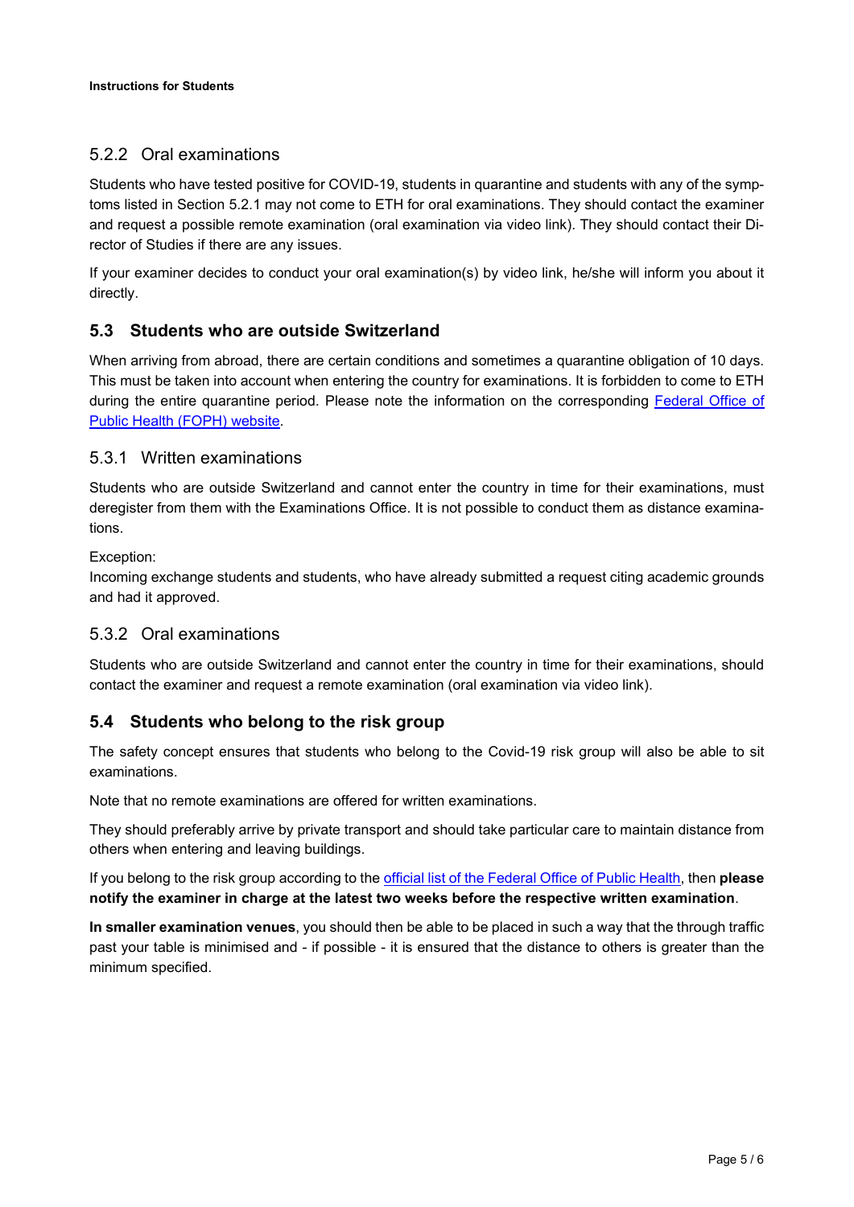### 5.2.2 Oral examinations

Students who have tested positive for COVID-19, students in quarantine and students with any of the symptoms listed in Section 5.2.1 may not come to ETH for oral examinations. They should contact the examiner and request a possible remote examination (oral examination via video link). They should contact their Director of Studies if there are any issues.

If your examiner decides to conduct your oral examination(s) by video link, he/she will inform you about it directly.

## 5.3 Students who are outside Switzerland

When arriving from abroad, there are certain conditions and sometimes a quarantine obligation of 10 days. This must be taken into account when entering the country for examinations. It is forbidden to come to ETH during the entire quarantine period. Please note the information on the corresponding Federal Office of Public Health (FOPH) website.

### 5.3.1 Written examinations

Students who are outside Switzerland and cannot enter the country in time for their examinations, must deregister from them with the Examinations Office. It is not possible to conduct them as distance examinations.

Exception:
Incoming exchange students and students, who have already submitted a request citing academic grounds and had it approved.

### 5.3.2 Oral examinations

Students who are outside Switzerland and cannot enter the country in time for their examinations, should contact the examiner and request a remote examination (oral examination via video link).

## 5.4 Students who belong to the risk group

The safety concept ensures that students who belong to the Covid-19 risk group will also be able to sit examinations.

Note that no remote examinations are offered for written examinations.

They should preferably arrive by private transport and should take particular care to maintain distance from others when entering and leaving buildings.

If you belong to the risk group according to the official list of the Federal Office of Public Health, then **please notify the examiner in charge at the latest two weeks before the respective written examination**.

**In smaller examination venues**, you should then be able to be placed in such a way that the through traffic past your table is minimised and - if possible - it is ensured that the distance to others is greater than the minimum specified.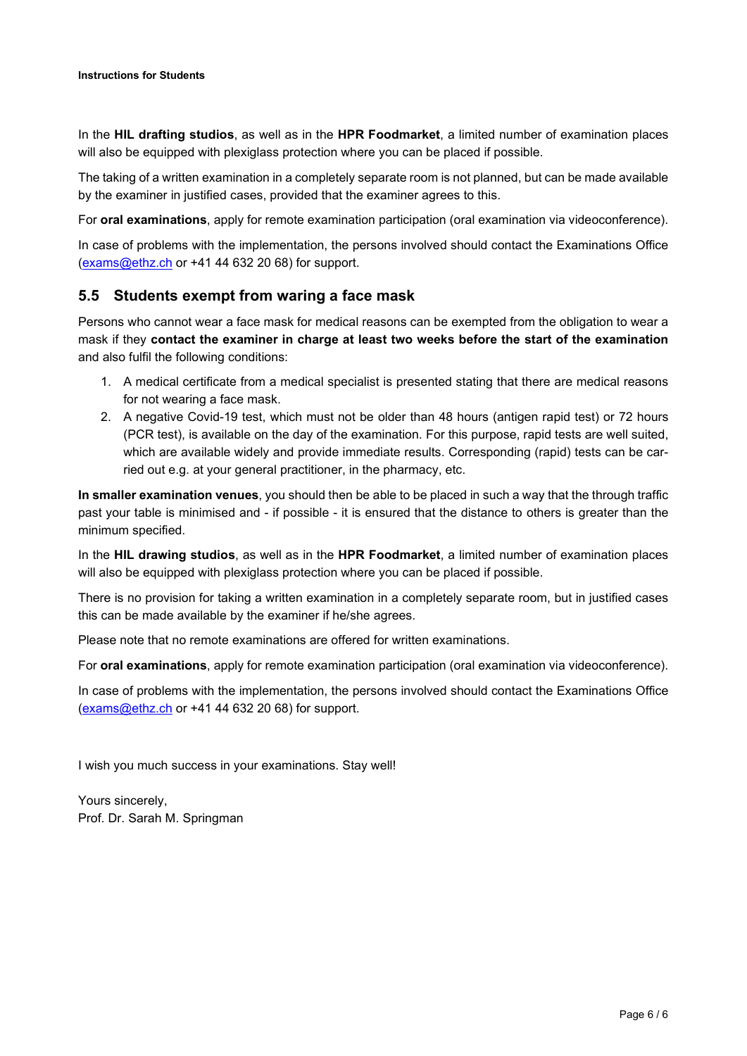In the **HIL drafting studios**, as well as in the **HPR Foodmarket**, a limited number of examination places will also be equipped with plexiglass protection where you can be placed if possible.

The taking of a written examination in a completely separate room is not planned, but can be made available by the examiner in justified cases, provided that the examiner agrees to this.

For **oral examinations**, apply for remote examination participation (oral examination via videoconference).

In case of problems with the implementation, the persons involved should contact the Examinations Office (exams@ethz.ch or +41 44 632 20 68) for support.

## 5.5 Students exempt from waring a face mask

Persons who cannot wear a face mask for medical reasons can be exempted from the obligation to wear a mask if they **contact the examiner in charge at least two weeks before the start of the examination** and also fulfil the following conditions:

1. A medical certificate from a medical specialist is presented stating that there are medical reasons for not wearing a face mask.
2. A negative Covid-19 test, which must not be older than 48 hours (antigen rapid test) or 72 hours (PCR test), is available on the day of the examination. For this purpose, rapid tests are well suited, which are available widely and provide immediate results. Corresponding (rapid) tests can be carried out e.g. at your general practitioner, in the pharmacy, etc.

**In smaller examination venues**, you should then be able to be placed in such a way that the through traffic past your table is minimised and - if possible - it is ensured that the distance to others is greater than the minimum specified.

In the **HIL drawing studios**, as well as in the **HPR Foodmarket**, a limited number of examination places will also be equipped with plexiglass protection where you can be placed if possible.

There is no provision for taking a written examination in a completely separate room, but in justified cases this can be made available by the examiner if he/she agrees.

Please note that no remote examinations are offered for written examinations.

For **oral examinations**, apply for remote examination participation (oral examination via videoconference).

In case of problems with the implementation, the persons involved should contact the Examinations Office (exams@ethz.ch or +41 44 632 20 68) for support.

I wish you much success in your examinations. Stay well!

Yours sincerely,
Prof. Dr. Sarah M. Springman